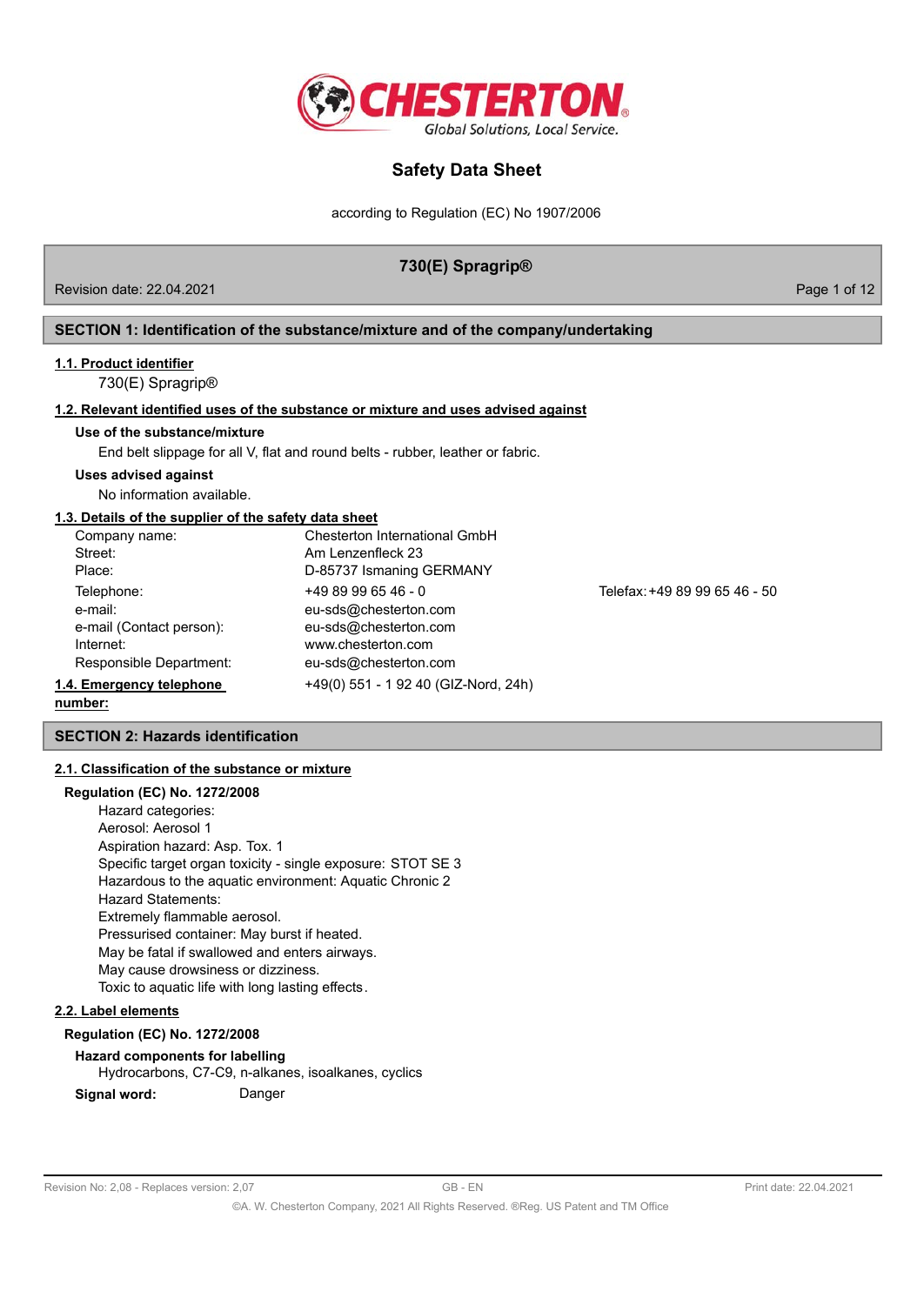# Safety Data Sheet

according to Regulation (EC) No 1907/2006

## 730(E) Spragrip®

Revision date: 22.04.2021

## SECTION 1: Identification of the substance/mixture and of the company/undertaking

### 1.1. Product identifier

730(E) Spragrip®

### 1.2. Relevant identified uses of the substance or mixture and uses advised against

**Use of the substance/mixture**

End belt slippage for all V, flat and round belts - rubber, leather or fabric.

**Uses advised against**

No information available.

### 1.3. Details of the supplier of the safety data sheet

| | | |
|---|---|---|
| Company name: | Chesterton International GmbH | |
| Street: | Am Lenzenfleck 23 | |
| Place: | D-85737 Ismaning GERMANY | |
| Telephone: | +49 89 99 65 46 - 0 | Telefax: +49 89 99 65 46 - 50 |
| e-mail: | eu-sds@chesterton.com | |
| e-mail (Contact person): | eu-sds@chesterton.com | |
| Internet: | www.chesterton.com | |
| Responsible Department: | eu-sds@chesterton.com | |

### 1.4. Emergency telephone number:

+49(0) 551 - 1 92 40 (GIZ-Nord, 24h)

## SECTION 2: Hazards identification

### 2.1. Classification of the substance or mixture

**Regulation (EC) No. 1272/2008**

Hazard categories:
Aerosol: Aerosol 1
Aspiration hazard: Asp. Tox. 1
Specific target organ toxicity - single exposure: STOT SE 3
Hazardous to the aquatic environment: Aquatic Chronic 2
Hazard Statements:
Extremely flammable aerosol.
Pressurised container: May burst if heated.
May be fatal if swallowed and enters airways.
May cause drowsiness or dizziness.
Toxic to aquatic life with long lasting effects.

### 2.2. Label elements

**Regulation (EC) No. 1272/2008**

**Hazard components for labelling**

Hydrocarbons, C7-C9, n-alkanes, isoalkanes, cyclics

**Signal word:** Danger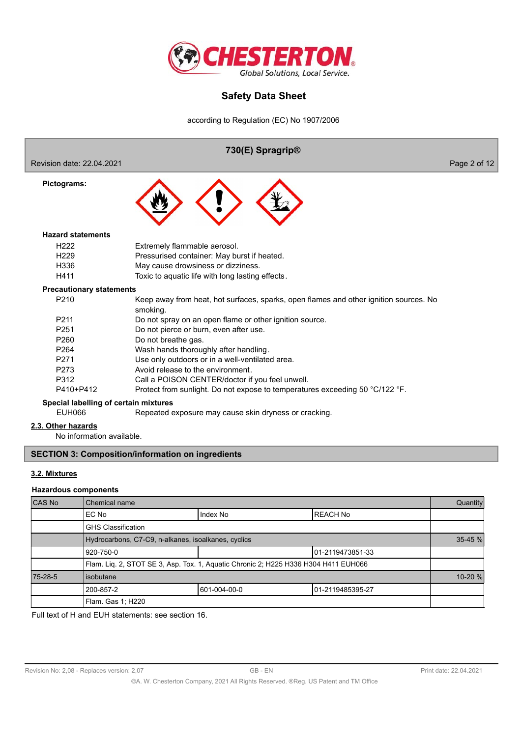**Pictograms:**

### Hazard statements

| | |
|---|---|
| H222 | Extremely flammable aerosol. |
| H229 | Pressurised container: May burst if heated. |
| H336 | May cause drowsiness or dizziness. |
| H411 | Toxic to aquatic life with long lasting effects. |

### Precautionary statements

| | |
|---|---|
| P210 | Keep away from heat, hot surfaces, sparks, open flames and other ignition sources. No smoking. |
| P211 | Do not spray on an open flame or other ignition source. |
| P251 | Do not pierce or burn, even after use. |
| P260 | Do not breathe gas. |
| P264 | Wash hands thoroughly after handling. |
| P271 | Use only outdoors or in a well-ventilated area. |
| P273 | Avoid release to the environment. |
| P312 | Call a POISON CENTER/doctor if you feel unwell. |
| P410+P412 | Protect from sunlight. Do not expose to temperatures exceeding 50 °C/122 °F. |

### Special labelling of certain mixtures

| | |
|---|---|
| EUH066 | Repeated exposure may cause skin dryness or cracking. |

## 2.3. Other hazards

No information available.

## SECTION 3: Composition/information on ingredients

## 3.2. Mixtures

### Hazardous components

| CAS No | Chemical name | | | Quantity |
|---|---|---|---|---|
| | EC No | Index No | REACH No | |
| | GHS Classification | | | |
| | Hydrocarbons, C7-C9, n-alkanes, isoalkanes, cyclics | | | 35-45 % |
| | 920-750-0 | | 01-2119473851-33 | |
| | Flam. Liq. 2, STOT SE 3, Asp. Tox. 1, Aquatic Chronic 2; H225 H336 H304 H411 EUH066 | | | |
| 75-28-5 | isobutane | | | 10-20 % |
| | 200-857-2 | 601-004-00-0 | 01-2119485395-27 | |
| | Flam. Gas 1; H220 | | | |

Full text of H and EUH statements: see section 16.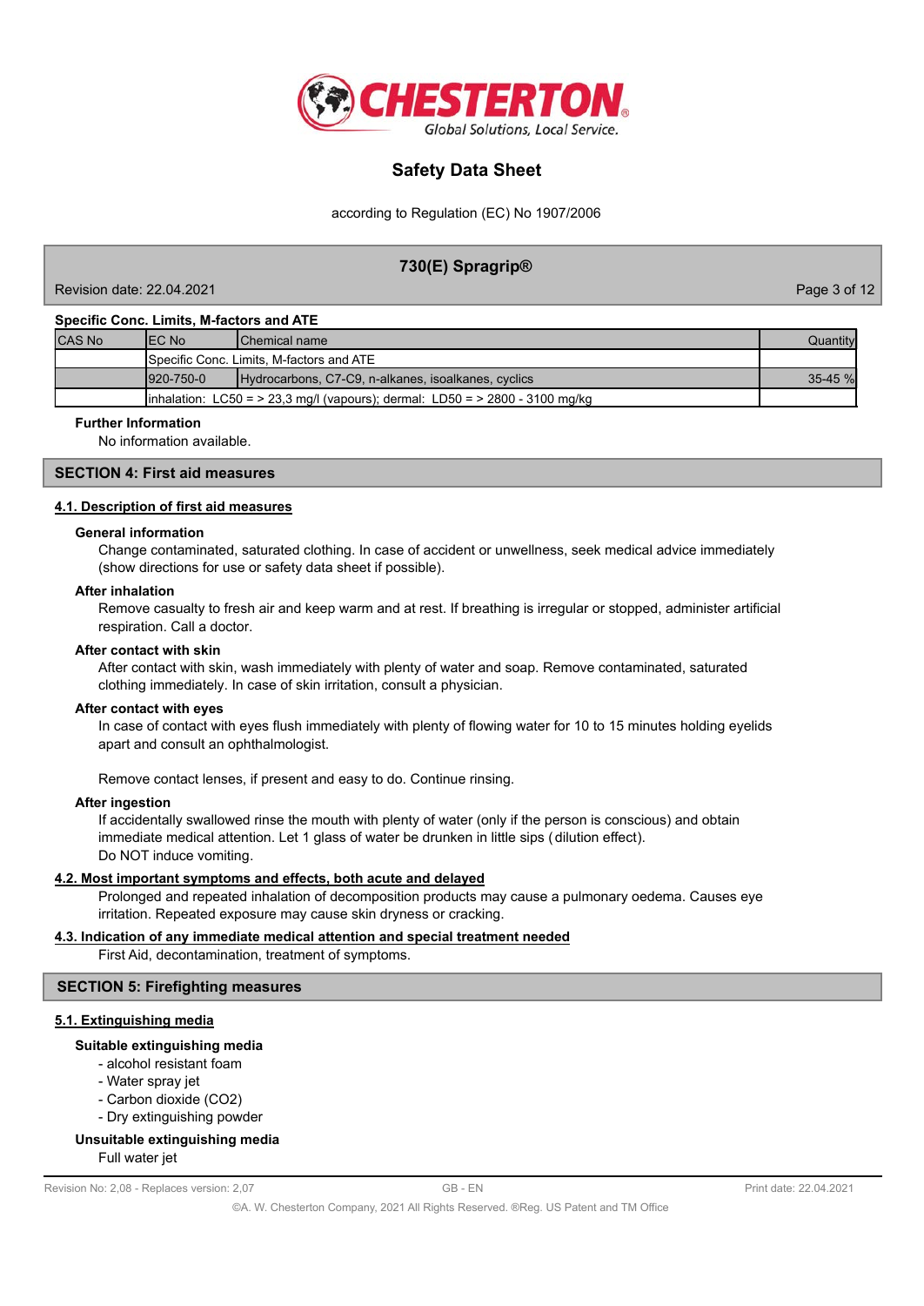**Specific Conc. Limits, M-factors and ATE**

| CAS No | EC No | Chemical name | Quantity |
|---|---|---|---|
| | Specific Conc. Limits, M-factors and ATE | | |
| | 920-750-0 | Hydrocarbons, C7-C9, n-alkanes, isoalkanes, cyclics | 35-45 % |
| | inhalation: LC50 = > 23,3 mg/l (vapours); dermal: LD50 = > 2800 - 3100 mg/kg | | |

**Further Information**

No information available.

## SECTION 4: First aid measures

### 4.1. Description of first aid measures

**General information**

Change contaminated, saturated clothing. In case of accident or unwellness, seek medical advice immediately (show directions for use or safety data sheet if possible).

**After inhalation**

Remove casualty to fresh air and keep warm and at rest. If breathing is irregular or stopped, administer artificial respiration. Call a doctor.

**After contact with skin**

After contact with skin, wash immediately with plenty of water and soap. Remove contaminated, saturated clothing immediately. In case of skin irritation, consult a physician.

**After contact with eyes**

In case of contact with eyes flush immediately with plenty of flowing water for 10 to 15 minutes holding eyelids apart and consult an ophthalmologist.

Remove contact lenses, if present and easy to do. Continue rinsing.

**After ingestion**

If accidentally swallowed rinse the mouth with plenty of water (only if the person is conscious) and obtain immediate medical attention. Let 1 glass of water be drunken in little sips (dilution effect).
Do NOT induce vomiting.

### 4.2. Most important symptoms and effects, both acute and delayed

Prolonged and repeated inhalation of decomposition products may cause a pulmonary oedema. Causes eye irritation. Repeated exposure may cause skin dryness or cracking.

### 4.3. Indication of any immediate medical attention and special treatment needed

First Aid, decontamination, treatment of symptoms.

## SECTION 5: Firefighting measures

### 5.1. Extinguishing media

**Suitable extinguishing media**

- alcohol resistant foam
- Water spray jet
- Carbon dioxide ($CO_2$)
- Dry extinguishing powder

**Unsuitable extinguishing media**

Full water jet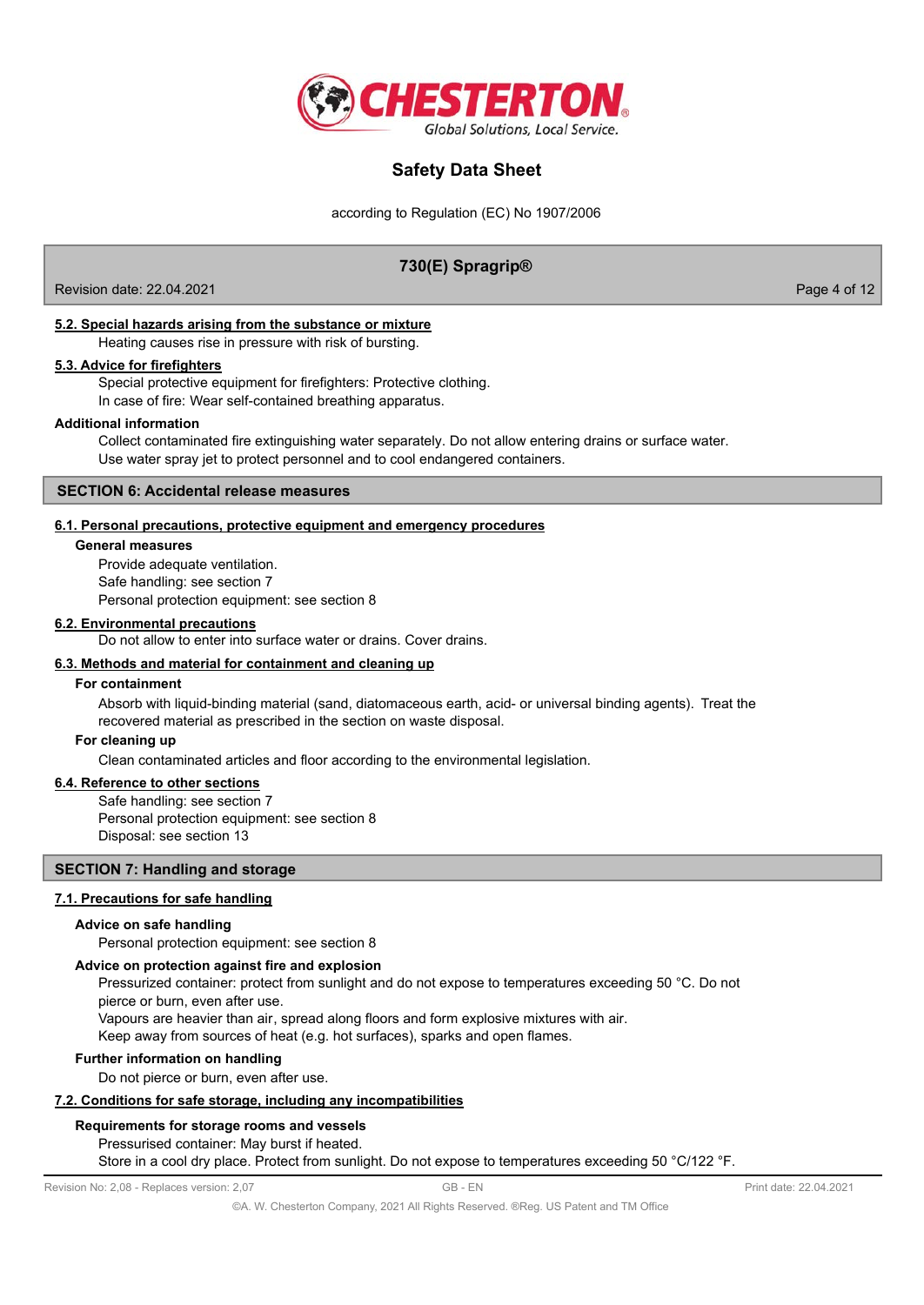### 5.2. Special hazards arising from the substance or mixture

Heating causes rise in pressure with risk of bursting.

### 5.3. Advice for firefighters

Special protective equipment for firefighters: Protective clothing.
In case of fire: Wear self-contained breathing apparatus.

**Additional information**

Collect contaminated fire extinguishing water separately. Do not allow entering drains or surface water.
Use water spray jet to protect personnel and to cool endangered containers.

## SECTION 6: Accidental release measures

### 6.1. Personal precautions, protective equipment and emergency procedures

**General measures**

Provide adequate ventilation.
Safe handling: see section 7
Personal protection equipment: see section 8

### 6.2. Environmental precautions

Do not allow to enter into surface water or drains. Cover drains.

### 6.3. Methods and material for containment and cleaning up

**For containment**

Absorb with liquid-binding material (sand, diatomaceous earth, acid- or universal binding agents). Treat the recovered material as prescribed in the section on waste disposal.

**For cleaning up**

Clean contaminated articles and floor according to the environmental legislation.

### 6.4. Reference to other sections

Safe handling: see section 7
Personal protection equipment: see section 8
Disposal: see section 13

## SECTION 7: Handling and storage

### 7.1. Precautions for safe handling

**Advice on safe handling**

Personal protection equipment: see section 8

**Advice on protection against fire and explosion**

Pressurized container: protect from sunlight and do not expose to temperatures exceeding 50 °C. Do not pierce or burn, even after use.
Vapours are heavier than air, spread along floors and form explosive mixtures with air.
Keep away from sources of heat (e.g. hot surfaces), sparks and open flames.

**Further information on handling**

Do not pierce or burn, even after use.

### 7.2. Conditions for safe storage, including any incompatibilities

**Requirements for storage rooms and vessels**

Pressurised container: May burst if heated.
Store in a cool dry place. Protect from sunlight. Do not expose to temperatures exceeding 50 °C/122 °F.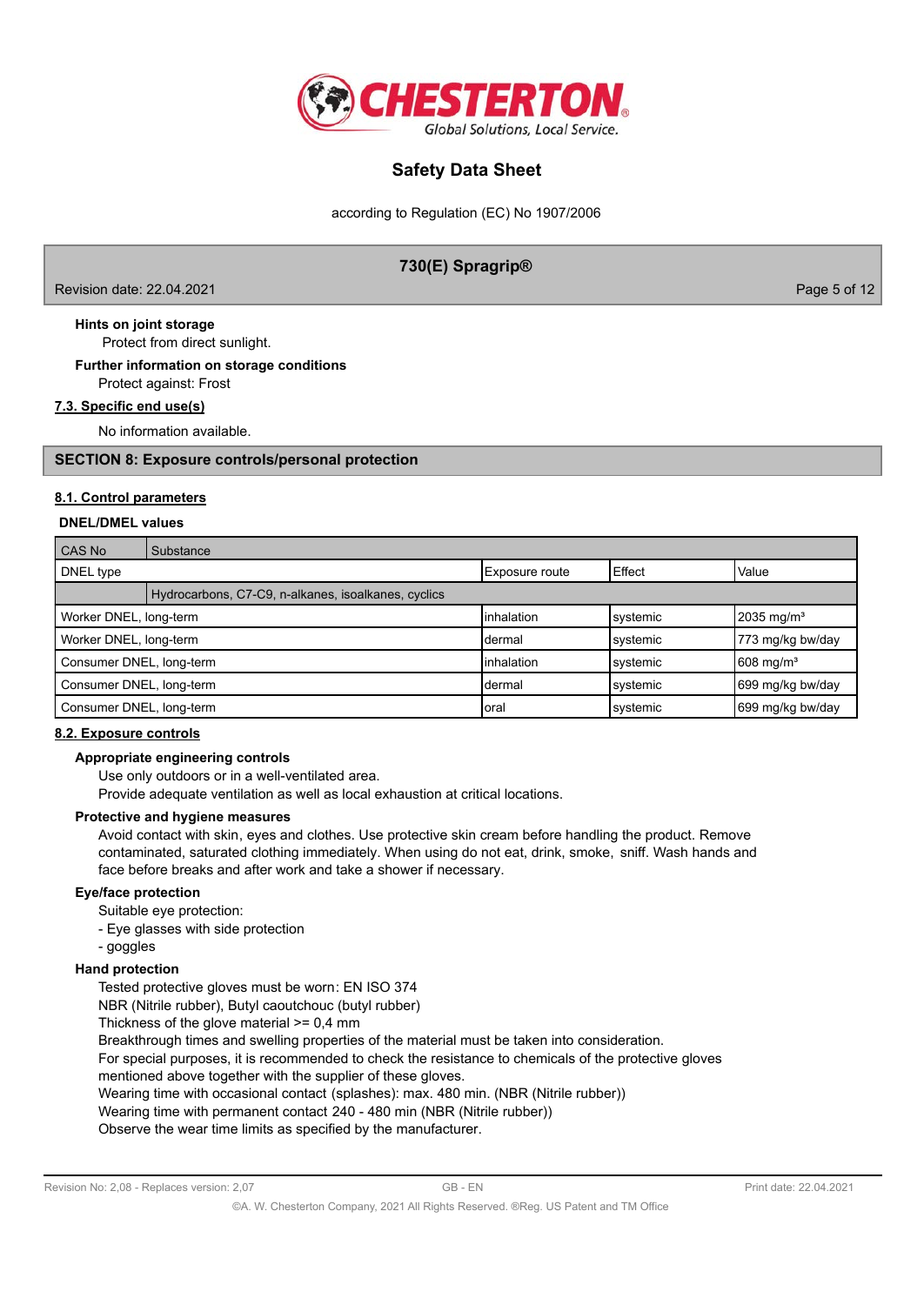**Hints on joint storage**

Protect from direct sunlight.

**Further information on storage conditions**

Protect against: Frost

**7.3. Specific end use(s)**

No information available.

## SECTION 8: Exposure controls/personal protection

**8.1. Control parameters**

**DNEL/DMEL values**

| CAS No | Substance | | | |
|---|---|---|---|---|
| DNEL type | | Exposure route | Effect | Value |
| | Hydrocarbons, C7-C9, n-alkanes, isoalkanes, cyclics | | | |
| Worker DNEL, long-term | | inhalation | systemic | 2035 mg/m³ |
| Worker DNEL, long-term | | dermal | systemic | 773 mg/kg bw/day |
| Consumer DNEL, long-term | | inhalation | systemic | 608 mg/m³ |
| Consumer DNEL, long-term | | dermal | systemic | 699 mg/kg bw/day |
| Consumer DNEL, long-term | | oral | systemic | 699 mg/kg bw/day |

**8.2. Exposure controls**

**Appropriate engineering controls**

Use only outdoors or in a well-ventilated area.
Provide adequate ventilation as well as local exhaustion at critical locations.

**Protective and hygiene measures**

Avoid contact with skin, eyes and clothes. Use protective skin cream before handling the product. Remove contaminated, saturated clothing immediately. When using do not eat, drink, smoke, sniff. Wash hands and face before breaks and after work and take a shower if necessary.

**Eye/face protection**

Suitable eye protection:
- Eye glasses with side protection
- goggles

**Hand protection**

Tested protective gloves must be worn: EN ISO 374
NBR (Nitrile rubber), Butyl caoutchouc (butyl rubber)
Thickness of the glove material >= 0,4 mm
Breakthrough times and swelling properties of the material must be taken into consideration.
For special purposes, it is recommended to check the resistance to chemicals of the protective gloves mentioned above together with the supplier of these gloves.
Wearing time with occasional contact (splashes): max. 480 min. (NBR (Nitrile rubber))
Wearing time with permanent contact 240 - 480 min (NBR (Nitrile rubber))
Observe the wear time limits as specified by the manufacturer.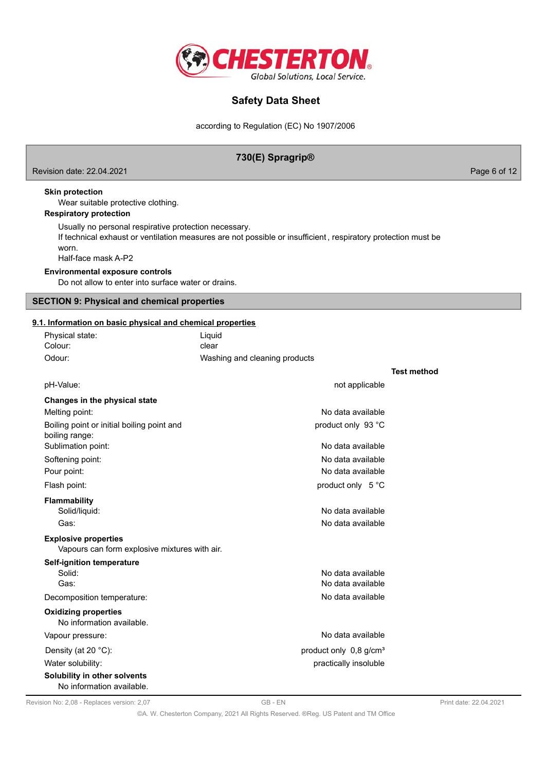**Skin protection**

Wear suitable protective clothing.

**Respiratory protection**

Usually no personal respirative protection necessary.
If technical exhaust or ventilation measures are not possible or insufficient , respiratory protection must be worn.
Half-face mask A-P2

**Environmental exposure controls**

Do not allow to enter into surface water or drains.

## SECTION 9: Physical and chemical properties

### 9.1. Information on basic physical and chemical properties

| | |
|---|---|
| Physical state: | Liquid |
| Colour: | clear |
| Odour: | Washing and cleaning products |

| | | Test method |
|---|---|---|
| pH-Value: | not applicable | |
| **Changes in the physical state** | | |
| Melting point: | No data available | |
| Boiling point or initial boiling point and boiling range: | product only 93 °C | |
| Sublimation point: | No data available | |
| Softening point: | No data available | |
| Pour point: | No data available | |
| Flash point: | product only 5 °C | |
| **Flammability** | | |
| Solid/liquid: | No data available | |
| Gas: | No data available | |

**Explosive properties**

Vapours can form explosive mixtures with air.

| | | |
|---|---|---|
| **Self-ignition temperature** | | |
| Solid: | No data available | |
| Gas: | No data available | |
| Decomposition temperature: | No data available | |

**Oxidizing properties**

No information available.

| | | |
|---|---|---|
| Vapour pressure: | No data available | |
| Density (at 20 °C): | product only 0,8 g/cm³ | |
| Water solubility: | practically insoluble | |

**Solubility in other solvents**

No information available.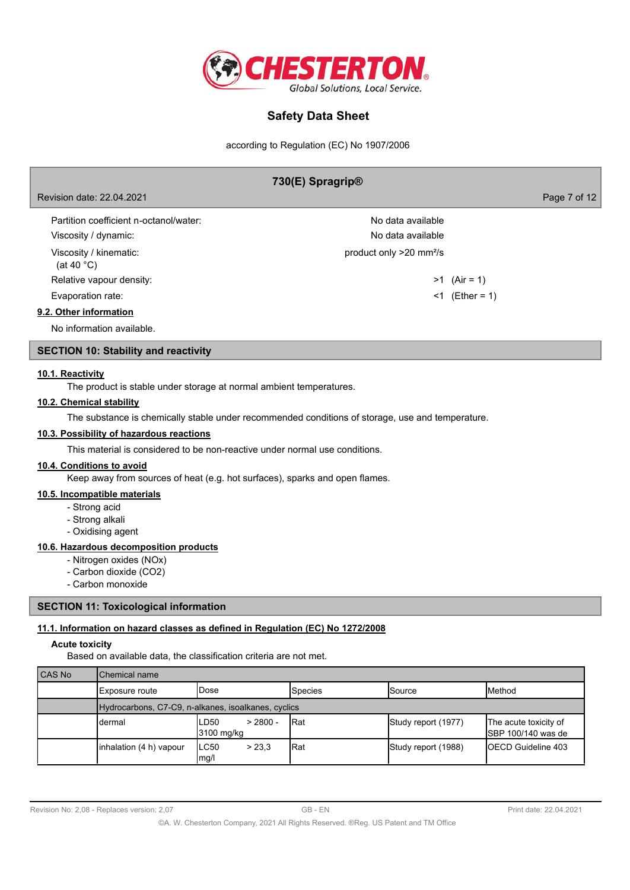| | |
|---|---|
| Partition coefficient n-octanol/water: | No data available |
| Viscosity / dynamic: | No data available |
| Viscosity / kinematic: (at 40 °C) | product only >20 mm²/s |
| Relative vapour density: | >1 (Air = 1) |
| Evaporation rate: | <1 (Ether = 1) |

### 9.2. Other information

No information available.

## SECTION 10: Stability and reactivity

### 10.1. Reactivity

The product is stable under storage at normal ambient temperatures.

### 10.2. Chemical stability

The substance is chemically stable under recommended conditions of storage, use and temperature.

### 10.3. Possibility of hazardous reactions

This material is considered to be non-reactive under normal use conditions.

### 10.4. Conditions to avoid

Keep away from sources of heat (e.g. hot surfaces), sparks and open flames.

### 10.5. Incompatible materials

- Strong acid
- Strong alkali
- Oxidising agent

### 10.6. Hazardous decomposition products

- Nitrogen oxides (NOx)
- Carbon dioxide ($CO_2$)
- Carbon monoxide

## SECTION 11: Toxicological information

### 11.1. Information on hazard classes as defined in Regulation (EC) No 1272/2008

**Acute toxicity**

Based on available data, the classification criteria are not met.

| CAS No | Chemical name | | | | |
|---|---|---|---|---|---|
| | Exposure route | Dose | Species | Source | Method |
| | Hydrocarbons, C7-C9, n-alkanes, isoalkanes, cyclics | | | | |
| | dermal | LD50 > 2800 - 3100 mg/kg | Rat | Study report (1977) | The acute toxicity of SBP 100/140 was de |
| | inhalation (4 h) vapour | LC50 > 23,3 mg/l | Rat | Study report (1988) | OECD Guideline 403 |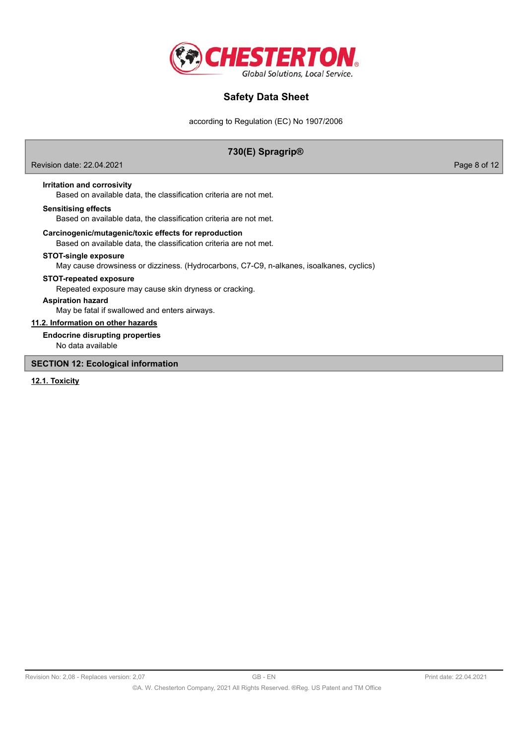**Irritation and corrosivity**

Based on available data, the classification criteria are not met.

**Sensitising effects**

Based on available data, the classification criteria are not met.

**Carcinogenic/mutagenic/toxic effects for reproduction**

Based on available data, the classification criteria are not met.

**STOT-single exposure**

May cause drowsiness or dizziness. (Hydrocarbons, C7-C9, n-alkanes, isoalkanes, cyclics)

**STOT-repeated exposure**

Repeated exposure may cause skin dryness or cracking.

**Aspiration hazard**

May be fatal if swallowed and enters airways.

### 11.2. Information on other hazards

**Endocrine disrupting properties**

No data available

## SECTION 12: Ecological information

### 12.1. Toxicity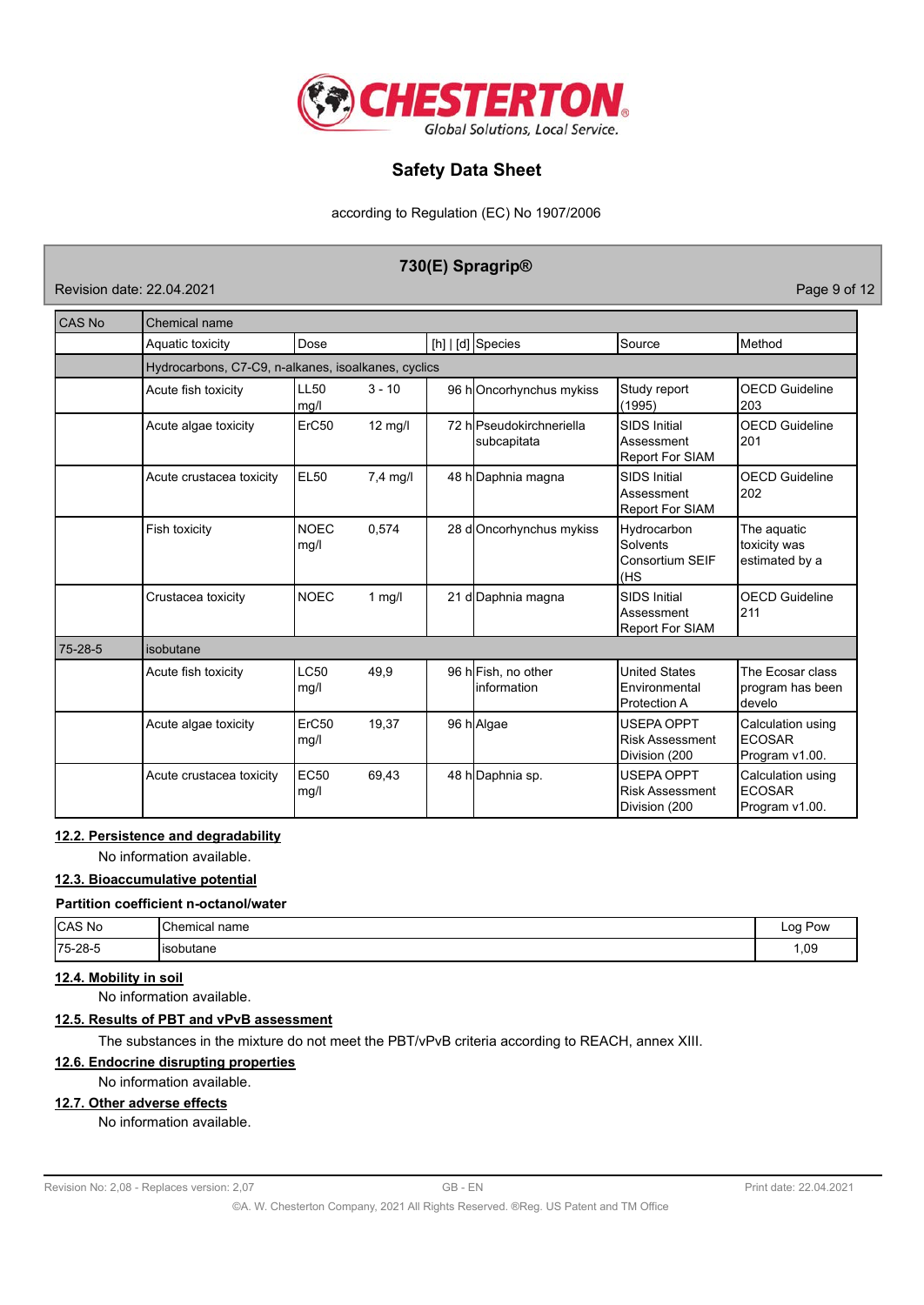| CAS No | Chemical name | | | | | |
|---|---|---|---|---|---|---|
| | Aquatic toxicity | Dose | | [h] \| [d] | Species | Source | Method |
| | Hydrocarbons, C7-C9, n-alkanes, isoalkanes, cyclics | | | | | | |
| | Acute fish toxicity | LL50 mg/l | 3 - 10 | 96 h | Oncorhynchus mykiss | Study report (1995) | OECD Guideline 203 |
| | Acute algae toxicity | ErC50 | 12 mg/l | 72 h | Pseudokirchneriella subcapitata | SIDS Initial Assessment Report For SIAM | OECD Guideline 201 |
| | Acute crustacea toxicity | EL50 | 7,4 mg/l | 48 h | Daphnia magna | SIDS Initial Assessment Report For SIAM | OECD Guideline 202 |
| | Fish toxicity | NOEC mg/l | 0,574 | 28 d | Oncorhynchus mykiss | Hydrocarbon Solvents Consortium SEIF (HS | The aquatic toxicity was estimated by a |
| | Crustacea toxicity | NOEC | 1 mg/l | 21 d | Daphnia magna | SIDS Initial Assessment Report For SIAM | OECD Guideline 211 |
| 75-28-5 | isobutane | | | | | | |
| | Acute fish toxicity | LC50 mg/l | 49,9 | 96 h | Fish, no other information | United States Environmental Protection A | The Ecosar class program has been develo |
| | Acute algae toxicity | ErC50 mg/l | 19,37 | 96 h | Algae | USEPA OPPT Risk Assessment Division (200 | Calculation using ECOSAR Program v1.00. |
| | Acute crustacea toxicity | EC50 mg/l | 69,43 | 48 h | Daphnia sp. | USEPA OPPT Risk Assessment Division (200 | Calculation using ECOSAR Program v1.00. |

## 12.2. Persistence and degradability

No information available.

## 12.3. Bioaccumulative potential

**Partition coefficient n-octanol/water**

| CAS No | Chemical name | Log Pow |
|---|---|---|
| 75-28-5 | isobutane | 1,09 |

## 12.4. Mobility in soil

No information available.

## 12.5. Results of PBT and vPvB assessment

The substances in the mixture do not meet the PBT/vPvB criteria according to REACH, annex XIII.

## 12.6. Endocrine disrupting properties

No information available.

## 12.7. Other adverse effects

No information available.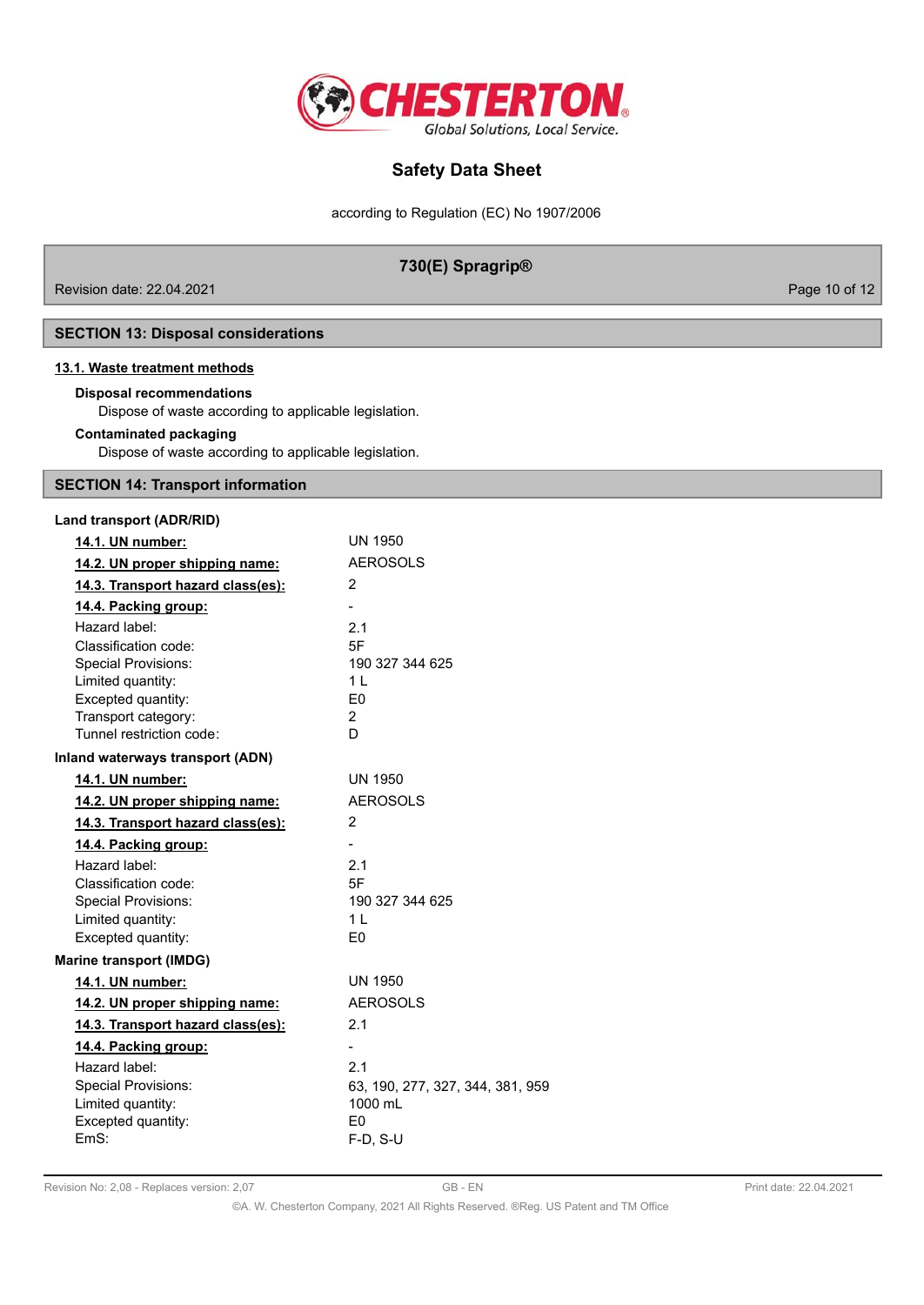## SECTION 13: Disposal considerations

### 13.1. Waste treatment methods

**Disposal recommendations**

Dispose of waste according to applicable legislation.

**Contaminated packaging**

Dispose of waste according to applicable legislation.

## SECTION 14: Transport information

**Land transport (ADR/RID)**

| | |
|---|---|
| **14.1. UN number:** | UN 1950 |
| **14.2. UN proper shipping name:** | AEROSOLS |
| **14.3. Transport hazard class(es):** | 2 |
| **14.4. Packing group:** | - |
| Hazard label: | 2.1 |
| Classification code: | 5F |
| Special Provisions: | 190 327 344 625 |
| Limited quantity: | 1 L |
| Excepted quantity: | E0 |
| Transport category: | 2 |
| Tunnel restriction code: | D |

**Inland waterways transport (ADN)**

| | |
|---|---|
| **14.1. UN number:** | UN 1950 |
| **14.2. UN proper shipping name:** | AEROSOLS |
| **14.3. Transport hazard class(es):** | 2 |
| **14.4. Packing group:** | - |
| Hazard label: | 2.1 |
| Classification code: | 5F |
| Special Provisions: | 190 327 344 625 |
| Limited quantity: | 1 L |
| Excepted quantity: | E0 |

**Marine transport (IMDG)**

| | |
|---|---|
| **14.1. UN number:** | UN 1950 |
| **14.2. UN proper shipping name:** | AEROSOLS |
| **14.3. Transport hazard class(es):** | 2.1 |
| **14.4. Packing group:** | - |
| Hazard label: | 2.1 |
| Special Provisions: | 63, 190, 277, 327, 344, 381, 959 |
| Limited quantity: | 1000 mL |
| Excepted quantity: | E0 |
| EmS: | F-D, S-U |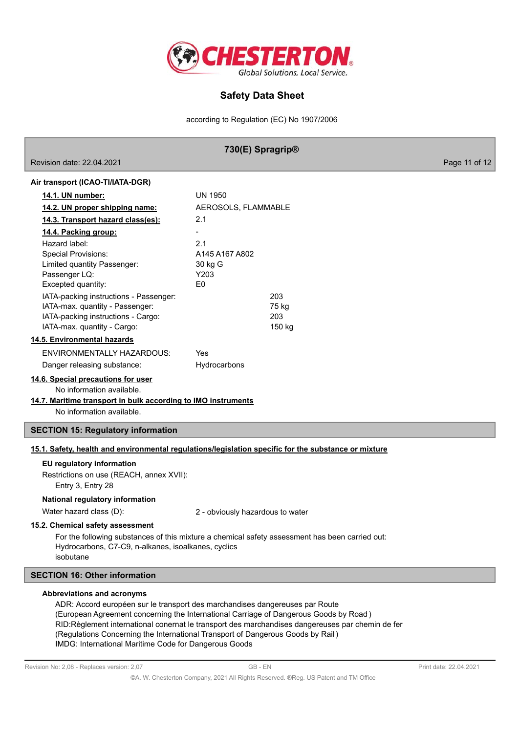**Air transport (ICAO-TI/IATA-DGR)**

| | |
|---|---|
| **14.1. UN number:** | UN 1950 |
| **14.2. UN proper shipping name:** | AEROSOLS, FLAMMABLE |
| **14.3. Transport hazard class(es):** | 2.1 |
| **14.4. Packing group:** | - |
| Hazard label: | 2.1 |
| Special Provisions: | A145 A167 A802 |
| Limited quantity Passenger: | 30 kg G |
| Passenger LQ: | Y203 |
| Excepted quantity: | E0 |
| IATA-packing instructions - Passenger: | 203 |
| IATA-max. quantity - Passenger: | 75 kg |
| IATA-packing instructions - Cargo: | 203 |
| IATA-max. quantity - Cargo: | 150 kg |

**14.5. Environmental hazards**

| | |
|---|---|
| ENVIRONMENTALLY HAZARDOUS: | Yes |
| Danger releasing substance: | Hydrocarbons |

**14.6. Special precautions for user**

No information available.

**14.7. Maritime transport in bulk according to IMO instruments**

No information available.

## SECTION 15: Regulatory information

**15.1. Safety, health and environmental regulations/legislation specific for the substance or mixture**

**EU regulatory information**

Restrictions on use (REACH, annex XVII):

Entry 3, Entry 28

**National regulatory information**

Water hazard class (D): 2 - obviously hazardous to water

**15.2. Chemical safety assessment**

For the following substances of this mixture a chemical safety assessment has been carried out:
Hydrocarbons, C7-C9, n-alkanes, isoalkanes, cyclics
isobutane

## SECTION 16: Other information

**Abbreviations and acronyms**

ADR: Accord européen sur le transport des marchandises dangereuses par Route
(European Agreement concerning the International Carriage of Dangerous Goods by Road )
RID:Règlement international conernat le transport des marchandises dangereuses par chemin de fer
(Regulations Concerning the International Transport of Dangerous Goods by Rail )
IMDG: International Maritime Code for Dangerous Goods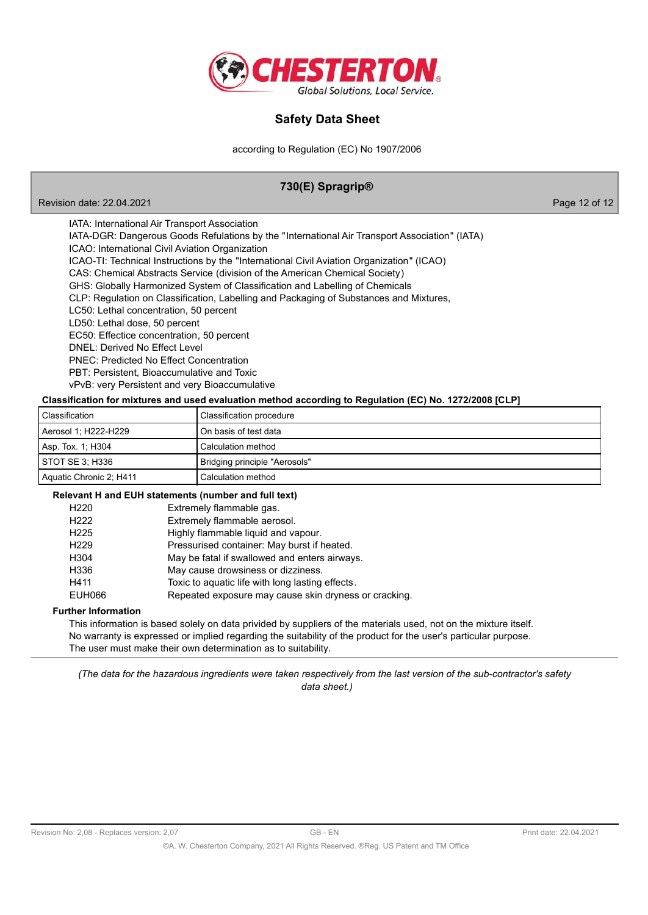IATA: International Air Transport Association
IATA-DGR: Dangerous Goods Refulations by the "International Air Transport Association" (IATA)
ICAO: International Civil Aviation Organization
ICAO-TI: Technical Instructions by the "International Civil Aviation Organization" (ICAO)
CAS: Chemical Abstracts Service (division of the American Chemical Society)
GHS: Globally Harmonized System of Classification and Labelling of Chemicals
CLP: Regulation on Classification, Labelling and Packaging of Substances and Mixtures,
LC50: Lethal concentration, 50 percent
LD50: Lethal dose, 50 percent
EC50: Effectice concentration, 50 percent
DNEL: Derived No Effect Level
PNEC: Predicted No Effect Concentration
PBT: Persistent, Bioaccumulative and Toxic
vPvB: very Persistent and very Bioaccumulative

**Classification for mixtures and used evaluation method according to Regulation (EC) No. 1272/2008 [CLP]**

| Classification | Classification procedure |
|---|---|
| Aerosol 1; H222-H229 | On basis of test data |
| Asp. Tox. 1; H304 | Calculation method |
| STOT SE 3; H336 | Bridging principle "Aerosols" |
| Aquatic Chronic 2; H411 | Calculation method |

**Relevant H and EUH statements (number and full text)**

| | |
|---|---|
| H220 | Extremely flammable gas. |
| H222 | Extremely flammable aerosol. |
| H225 | Highly flammable liquid and vapour. |
| H229 | Pressurised container: May burst if heated. |
| H304 | May be fatal if swallowed and enters airways. |
| H336 | May cause drowsiness or dizziness. |
| H411 | Toxic to aquatic life with long lasting effects. |
| EUH066 | Repeated exposure may cause skin dryness or cracking. |

**Further Information**

This information is based solely on data privided by suppliers of the materials used, not on the mixture itself. No warranty is expressed or implied regarding the suitability of the product for the user's particular purpose. The user must make their own determination as to suitability.

---

*(The data for the hazardous ingredients were taken respectively from the last version of the sub-contractor's safety data sheet.)*